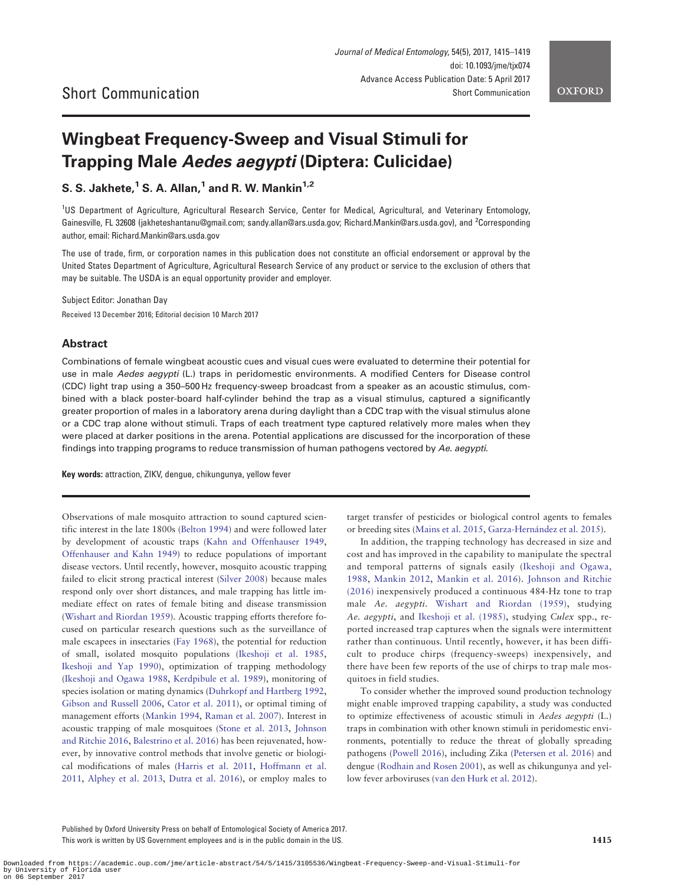Short Communication

# Wingbeat Frequency-Sweep and Visual Stimuli for Trapping Male *Aedes aegypti* (Diptera: Culicidae)

**S. S. Jakhete,[1] S. A. Allan,[1] and R. W. Mankin[1,2]**

[1]US Department of Agriculture, Agricultural Research Service, Center for Medical, Agricultural, and Veterinary Entomology, Gainesville, FL 32608 (jakheteshantanu@gmail.com; sandy.allan@ars.usda.gov; Richard.Mankin@ars.usda.gov), and [2]Corresponding author, email: Richard.Mankin@ars.usda.gov

The use of trade, firm, or corporation names in this publication does not constitute an official endorsement or approval by the United States Department of Agriculture, Agricultural Research Service of any product or service to the exclusion of others that may be suitable. The USDA is an equal opportunity provider and employer.

Subject Editor: Jonathan Day

Received 13 December 2016; Editorial decision 10 March 2017

## Abstract

Combinations of female wingbeat acoustic cues and visual cues were evaluated to determine their potential for use in male *Aedes aegypti* (L.) traps in peridomestic environments. A modified Centers for Disease control (CDC) light trap using a 350–500 Hz frequency-sweep broadcast from a speaker as an acoustic stimulus, combined with a black poster-board half-cylinder behind the trap as a visual stimulus, captured a significantly greater proportion of males in a laboratory arena during daylight than a CDC trap with the visual stimulus alone or a CDC trap alone without stimuli. Traps of each treatment type captured relatively more males when they were placed at darker positions in the arena. Potential applications are discussed for the incorporation of these findings into trapping programs to reduce transmission of human pathogens vectored by *Ae. aegypti*.

**Key words:** attraction, ZIKV, dengue, chikungunya, yellow fever

Observations of male mosquito attraction to sound captured scientific interest in the late 1800s (Belton 1994) and were followed later by development of acoustic traps (Kahn and Offenhauser 1949, Offenhauser and Kahn 1949) to reduce populations of important disease vectors. Until recently, however, mosquito acoustic trapping failed to elicit strong practical interest (Silver 2008) because males respond only over short distances, and male trapping has little immediate effect on rates of female biting and disease transmission (Wishart and Riordan 1959). Acoustic trapping efforts therefore focused on particular research questions such as the surveillance of male escapees in insectaries (Fay 1968), the potential for reduction of small, isolated mosquito populations (Ikeshoji et al. 1985, Ikeshoji and Yap 1990), optimization of trapping methodology (Ikeshoji and Ogawa 1988, Kerdpibule et al. 1989), monitoring of species isolation or mating dynamics (Duhrkopf and Hartberg 1992, Gibson and Russell 2006, Cator et al. 2011), or optimal timing of management efforts (Mankin 1994, Raman et al. 2007). Interest in acoustic trapping of male mosquitoes (Stone et al. 2013, Johnson and Ritchie 2016, Balestrino et al. 2016) has been rejuvenated, however, by innovative control methods that involve genetic or biological modifications of males (Harris et al. 2011, Hoffmann et al. 2011, Alphey et al. 2013, Dutra et al. 2016), or employ males to target transfer of pesticides or biological control agents to females or breeding sites (Mains et al. 2015, Garza-Hernández et al. 2015).

In addition, the trapping technology has decreased in size and cost and has improved in the capability to manipulate the spectral and temporal patterns of signals easily (Ikeshoji and Ogawa, 1988, Mankin 2012, Mankin et al. 2016). Johnson and Ritchie (2016) inexpensively produced a continuous 484-Hz tone to trap male *Ae. aegypti*. Wishart and Riordan (1959), studying *Ae. aegypti*, and Ikeshoji et al. (1985), studying *Culex* spp., reported increased trap captures when the signals were intermittent rather than continuous. Until recently, however, it has been difficult to produce chirps (frequency-sweeps) inexpensively, and there have been few reports of the use of chirps to trap male mosquitoes in field studies.

To consider whether the improved sound production technology might enable improved trapping capability, a study was conducted to optimize effectiveness of acoustic stimuli in *Aedes aegypti* (L.) traps in combination with other known stimuli in peridomestic environments, potentially to reduce the threat of globally spreading pathogens (Powell 2016), including Zika (Petersen et al. 2016) and dengue (Rodhain and Rosen 2001), as well as chikungunya and yellow fever arboviruses (van den Hurk et al. 2012).

Published by Oxford University Press on behalf of Entomological Society of America 2017.
This work is written by US Government employees and is in the public domain in the US.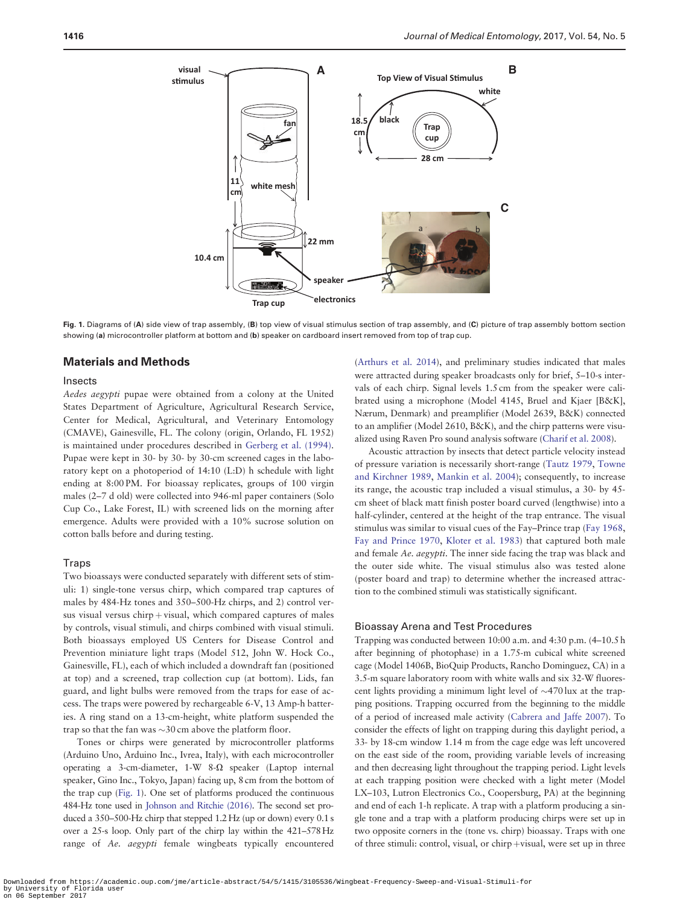Fig. 1. Diagrams of (**A**) side view of trap assembly, (**B**) top view of visual stimulus section of trap assembly, and (**C**) picture of trap assembly bottom section showing (**a**) microcontroller platform at bottom and (**b**) speaker on cardboard insert removed from top of trap cup.

## Materials and Methods

### Insects

*Aedes aegypti* pupae were obtained from a colony at the United States Department of Agriculture, Agricultural Research Service, Center for Medical, Agricultural, and Veterinary Entomology (CMAVE), Gainesville, FL. The colony (origin, Orlando, FL 1952) is maintained under procedures described in Gerberg et al. (1994). Pupae were kept in 30- by 30- by 30-cm screened cages in the laboratory kept on a photoperiod of 14:10 (L:D) h schedule with light ending at 8:00 PM. For bioassay replicates, groups of 100 virgin males (2–7 d old) were collected into 946-ml paper containers (Solo Cup Co., Lake Forest, IL) with screened lids on the morning after emergence. Adults were provided with a 10% sucrose solution on cotton balls before and during testing.

### Traps

Two bioassays were conducted separately with different sets of stimuli: 1) single-tone versus chirp, which compared trap captures of males by 484-Hz tones and 350–500-Hz chirps, and 2) control versus visual versus chirp + visual, which compared captures of males by controls, visual stimuli, and chirps combined with visual stimuli. Both bioassays employed US Centers for Disease Control and Prevention miniature light traps (Model 512, John W. Hock Co., Gainesville, FL), each of which included a downdraft fan (positioned at top) and a screened, trap collection cup (at bottom). Lids, fan guard, and light bulbs were removed from the traps for ease of access. The traps were powered by rechargeable 6-V, 13 Amp-h batteries. A ring stand on a 13-cm-height, white platform suspended the trap so that the fan was ~30 cm above the platform floor.

Tones or chirps were generated by microcontroller platforms (Arduino Uno, Arduino Inc., Ivrea, Italy), with each microcontroller operating a 3-cm-diameter, 1-W 8-Ω speaker (Laptop internal speaker, Gino Inc., Tokyo, Japan) facing up, 8 cm from the bottom of the trap cup (Fig. 1). One set of platforms produced the continuous 484-Hz tone used in Johnson and Ritchie (2016). The second set produced a 350–500-Hz chirp that stepped 1.2 Hz (up or down) every 0.1 s over a 25-s loop. Only part of the chirp lay within the 421–578 Hz range of *Ae. aegypti* female wingbeats typically encountered (Arthurs et al. 2014), and preliminary studies indicated that males were attracted during speaker broadcasts only for brief, 5–10-s intervals of each chirp. Signal levels 1.5 cm from the speaker were calibrated using a microphone (Model 4145, Bruel and Kjaer [B&K], Nærum, Denmark) and preamplifier (Model 2639, B&K) connected to an amplifier (Model 2610, B&K), and the chirp patterns were visualized using Raven Pro sound analysis software (Charif et al. 2008).

Acoustic attraction by insects that detect particle velocity instead of pressure variation is necessarily short-range (Tautz 1979, Towne and Kirchner 1989, Mankin et al. 2004); consequently, to increase its range, the acoustic trap included a visual stimulus, a 30- by 45-cm sheet of black matt finish poster board curved (lengthwise) into a half-cylinder, centered at the height of the trap entrance. The visual stimulus was similar to visual cues of the Fay–Prince trap (Fay 1968, Fay and Prince 1970, Kloter et al. 1983) that captured both male and female *Ae. aegypti*. The inner side facing the trap was black and the outer side white. The visual stimulus also was tested alone (poster board and trap) to determine whether the increased attraction to the combined stimuli was statistically significant.

### Bioassay Arena and Test Procedures

Trapping was conducted between 10:00 a.m. and 4:30 p.m. (4–10.5 h after beginning of photophase) in a 1.75-m cubical white screened cage (Model 1406B, BioQuip Products, Rancho Dominguez, CA) in a 3.5-m square laboratory room with white walls and six 32-W fluorescent lights providing a minimum light level of ~470 lux at the trapping positions. Trapping occurred from the beginning to the middle of a period of increased male activity (Cabrera and Jaffe 2007). To consider the effects of light on trapping during this daylight period, a 33- by 18-cm window 1.14 m from the cage edge was left uncovered on the east side of the room, providing variable levels of increasing and then decreasing light throughout the trapping period. Light levels at each trapping position were checked with a light meter (Model LX–103, Lutron Electronics Co., Coopersburg, PA) at the beginning and end of each 1-h replicate. A trap with a platform producing a single tone and a trap with a platform producing chirps were set up in two opposite corners in the (tone vs. chirp) bioassay. Traps with one of three stimuli: control, visual, or chirp + visual, were set up in three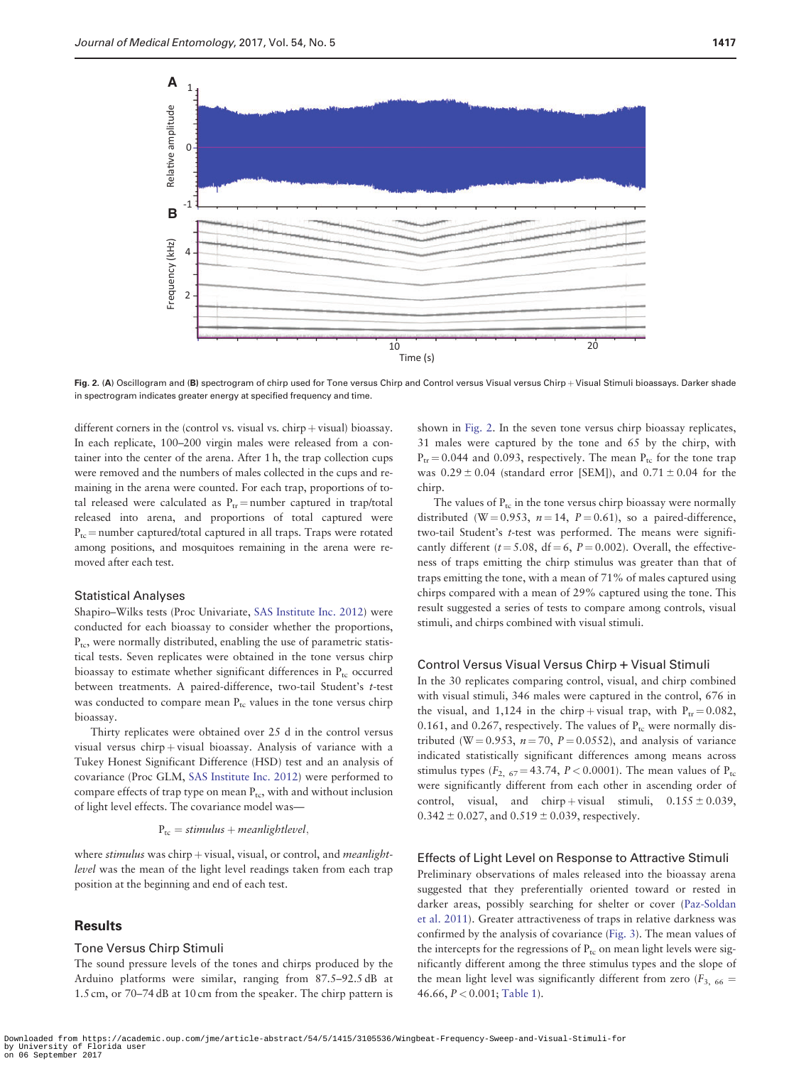Fig. 2. (A) Oscillogram and (B) spectrogram of chirp used for Tone versus Chirp and Control versus Visual versus Chirp + Visual Stimuli bioassays. Darker shade in spectrogram indicates greater energy at specified frequency and time.

different corners in the (control vs. visual vs. chirp + visual) bioassay. In each replicate, 100–200 virgin males were released from a container into the center of the arena. After 1 h, the trap collection cups were removed and the numbers of males collected in the cups and remaining in the arena were counted. For each trap, proportions of total released were calculated as $P_{tr}$ = number captured in trap/total released into arena, and proportions of total captured were $P_{tc}$ = number captured/total captured in all traps. Traps were rotated among positions, and mosquitoes remaining in the arena were removed after each test.

### Statistical Analyses

Shapiro–Wilks tests (Proc Univariate, SAS Institute Inc. 2012) were conducted for each bioassay to consider whether the proportions, $P_{tc}$, were normally distributed, enabling the use of parametric statistical tests. Seven replicates were obtained in the tone versus chirp bioassay to estimate whether significant differences in $P_{tc}$ occurred between treatments. A paired-difference, two-tail Student's *t*-test was conducted to compare mean $P_{tc}$ values in the tone versus chirp bioassay.

Thirty replicates were obtained over 25 d in the control versus visual versus chirp + visual bioassay. Analysis of variance with a Tukey Honest Significant Difference (HSD) test and an analysis of covariance (Proc GLM, SAS Institute Inc. 2012) were performed to compare effects of trap type on mean $P_{tc}$, with and without inclusion of light level effects. The covariance model was—

$$P_{tc} = stimulus + meanlightlevel,$$

where *stimulus* was chirp + visual, visual, or control, and *meanlightlevel* was the mean of the light level readings taken from each trap position at the beginning and end of each test.

## Results

### Tone Versus Chirp Stimuli

The sound pressure levels of the tones and chirps produced by the Arduino platforms were similar, ranging from 87.5–92.5 dB at 1.5 cm, or 70–74 dB at 10 cm from the speaker. The chirp pattern is shown in Fig. 2. In the seven tone versus chirp bioassay replicates, 31 males were captured by the tone and 65 by the chirp, with $P_{tr}$ = 0.044 and 0.093, respectively. The mean $P_{tc}$ for the tone trap was 0.29 ± 0.04 (standard error [SEM]), and 0.71 ± 0.04 for the chirp.

The values of $P_{tc}$ in the tone versus chirp bioassay were normally distributed (W = 0.953, $n$ = 14, $P$ = 0.61), so a paired-difference, two-tail Student's *t*-test was performed. The means were significantly different ($t$ = 5.08, df = 6, $P$ = 0.002). Overall, the effectiveness of traps emitting the chirp stimulus was greater than that of traps emitting the tone, with a mean of 71% of males captured using chirps compared with a mean of 29% captured using the tone. This result suggested a series of tests to compare among controls, visual stimuli, and chirps combined with visual stimuli.

### Control Versus Visual Versus Chirp + Visual Stimuli

In the 30 replicates comparing control, visual, and chirp combined with visual stimuli, 346 males were captured in the control, 676 in the visual, and 1,124 in the chirp + visual trap, with $P_{tr}$ = 0.082, 0.161, and 0.267, respectively. The values of $P_{tc}$ were normally distributed (W = 0.953, $n$ = 70, $P$ = 0.0552), and analysis of variance indicated statistically significant differences among means across stimulus types ($F_{2,\ 67}$ = 43.74, $P$ < 0.0001). The mean values of $P_{tc}$ were significantly different from each other in ascending order of control, visual, and chirp + visual stimuli, 0.155 ± 0.039, 0.342 ± 0.027, and 0.519 ± 0.039, respectively.

### Effects of Light Level on Response to Attractive Stimuli

Preliminary observations of males released into the bioassay arena suggested that they preferentially oriented toward or rested in darker areas, possibly searching for shelter or cover (Paz-Soldan et al. 2011). Greater attractiveness of traps in relative darkness was confirmed by the analysis of covariance (Fig. 3). The mean values of the intercepts for the regressions of $P_{tc}$ on mean light levels were significantly different among the three stimulus types and the slope of the mean light level was significantly different from zero ($F_{3,\ 66}$ = 46.66, $P$ < 0.001; Table 1).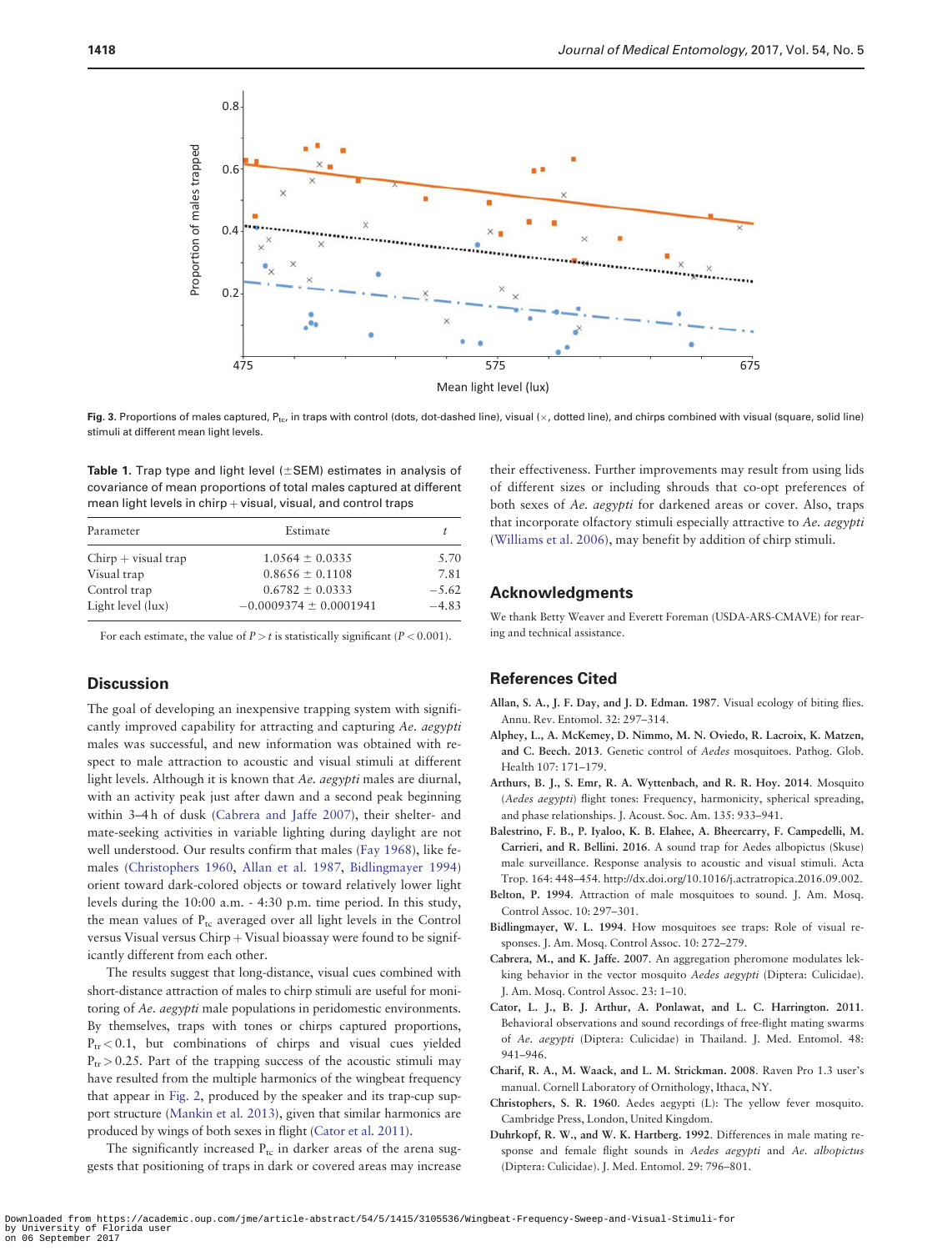Fig. 3. Proportions of males captured, $P_{tc}$, in traps with control (dots, dot-dashed line), visual (×, dotted line), and chirps combined with visual (square, solid line) stimuli at different mean light levels.

Table 1. Trap type and light level (±SEM) estimates in analysis of covariance of mean proportions of total males captured at different mean light levels in chirp + visual, visual, and control traps

| Parameter | Estimate | $t$ |
|---|---|---|
| Chirp + visual trap | 1.0564 ± 0.0335 | 5.70 |
| Visual trap | 0.8656 ± 0.1108 | 7.81 |
| Control trap | 0.6782 ± 0.0333 | −5.62 |
| Light level (lux) | −0.0009374 ± 0.0001941 | −4.83 |

For each estimate, the value of $P > t$ is statistically significant ($P < 0.001$).

## Discussion

The goal of developing an inexpensive trapping system with significantly improved capability for attracting and capturing *Ae. aegypti* males was successful, and new information was obtained with respect to male attraction to acoustic and visual stimuli at different light levels. Although it is known that *Ae. aegypti* males are diurnal, with an activity peak just after dawn and a second peak beginning within 3–4 h of dusk (Cabrera and Jaffe 2007), their shelter- and mate-seeking activities in variable lighting during daylight are not well understood. Our results confirm that males (Fay 1968), like females (Christophers 1960, Allan et al. 1987, Bidlingmayer 1994) orient toward dark-colored objects or toward relatively lower light levels during the 10:00 a.m. - 4:30 p.m. time period. In this study, the mean values of $P_{tc}$ averaged over all light levels in the Control versus Visual versus Chirp + Visual bioassay were found to be significantly different from each other.

The results suggest that long-distance, visual cues combined with short-distance attraction of males to chirp stimuli are useful for monitoring of *Ae. aegypti* male populations in peridomestic environments. By themselves, traps with tones or chirps captured proportions, $P_{tr} < 0.1$, but combinations of chirps and visual cues yielded $P_{tr} > 0.25$. Part of the trapping success of the acoustic stimuli may have resulted from the multiple harmonics of the wingbeat frequency that appear in Fig. 2, produced by the speaker and its trap-cup support structure (Mankin et al. 2013), given that similar harmonics are produced by wings of both sexes in flight (Cator et al. 2011).

The significantly increased $P_{tc}$ in darker areas of the arena suggests that positioning of traps in dark or covered areas may increase their effectiveness. Further improvements may result from using lids of different sizes or including shrouds that co-opt preferences of both sexes of *Ae. aegypti* for darkened areas or cover. Also, traps that incorporate olfactory stimuli especially attractive to *Ae. aegypti* (Williams et al. 2006), may benefit by addition of chirp stimuli.

## Acknowledgments

We thank Betty Weaver and Everett Foreman (USDA-ARS-CMAVE) for rearing and technical assistance.

## References Cited

Allan, S. A., J. F. Day, and J. D. Edman. 1987. Visual ecology of biting flies. Annu. Rev. Entomol. 32: 297–314.

Alphey, L., A. McKemey, D. Nimmo, M. N. Oviedo, R. Lacroix, K. Matzen, and C. Beech. 2013. Genetic control of *Aedes* mosquitoes. Pathog. Glob. Health 107: 171–179.

Arthurs, B. J., S. Emr, R. A. Wyttenbach, and R. R. Hoy. 2014. Mosquito (*Aedes aegypti*) flight tones: Frequency, harmonicity, spherical spreading, and phase relationships. J. Acoust. Soc. Am. 135: 933–941.

Balestrino, F. B., P. Iyaloo, K. B. Elahee, A. Bheercarry, F. Campedelli, M. Carrieri, and R. Bellini. 2016. A sound trap for Aedes albopictus (Skuse) male surveillance. Response analysis to acoustic and visual stimuli. Acta Trop. 164: 448–454. http://dx.doi.org/10.1016/j.actatropica.2016.09.002.

Belton, P. 1994. Attraction of male mosquitoes to sound. J. Am. Mosq. Control Assoc. 10: 297–301.

Bidlingmayer, W. L. 1994. How mosquitoes see traps: Role of visual responses. J. Am. Mosq. Control Assoc. 10: 272–279.

Cabrera, M., and K. Jaffe. 2007. An aggregation pheromone modulates lekking behavior in the vector mosquito *Aedes aegypti* (Diptera: Culicidae). J. Am. Mosq. Control Assoc. 23: 1–10.

Cator, L. J., B. J. Arthur, A. Ponlawat, and L. C. Harrington. 2011. Behavioral observations and sound recordings of free-flight mating swarms of *Ae. aegypti* (Diptera: Culicidae) in Thailand. J. Med. Entomol. 48: 941–946.

Charif, R. A., M. Waack, and L. M. Strickman. 2008. Raven Pro 1.3 user's manual. Cornell Laboratory of Ornithology, Ithaca, NY.

Christophers, S. R. 1960. Aedes aegypti (L): The yellow fever mosquito. Cambridge Press, London, United Kingdom.

Duhrkopf, R. W., and W. K. Hartberg. 1992. Differences in male mating response and female flight sounds in *Aedes aegypti* and *Ae. albopictus* (Diptera: Culicidae). J. Med. Entomol. 29: 796–801.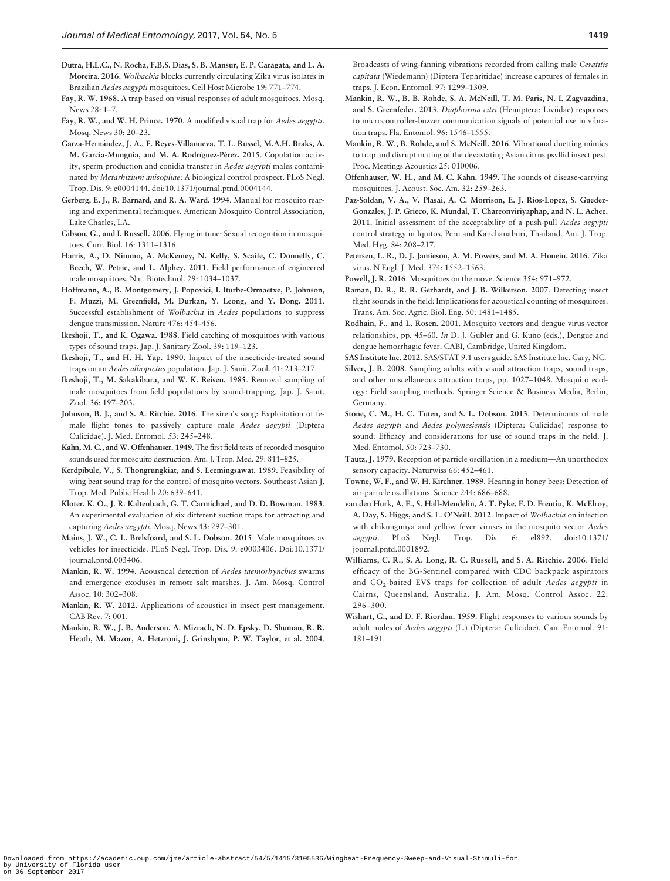**Dutra, H.L.C., N. Rocha, F.B.S. Dias, S. B. Mansur, E. P. Caragata, and L. A. Moreira. 2016**. *Wolbachia* blocks currently circulating Zika virus isolates in Brazilian *Aedes aegypti* mosquitoes. Cell Host Microbe 19: 771–774.

**Fay, R. W. 1968**. A trap based on visual responses of adult mosquitoes. Mosq. News 28: 1–7.

**Fay, R. W., and W. H. Prince. 1970**. A modified visual trap for *Aedes aegypti*. Mosq. News 30: 20–23.

**Garza-Hernández, J. A., F. Reyes-Villanueva, T. L. Russel, M.A.H. Braks, A. M. Garcia-Munguia, and M. A. Rodríguez-Pérez. 2015**. Copulation activity, sperm production and conidia transfer in *Aedes aegypti* males contaminated by *Metarhizium anisopliae*: A biological control prospect. PLoS Negl. Trop. Dis. 9: e0004144. doi:10.1371/journal.ptnd.0004144.

**Gerberg, E. J., R. Barnard, and R. A. Ward. 1994**. Manual for mosquito rearing and experimental techniques. American Mosquito Control Association, Lake Charles, LA.

**Gibson, G., and I. Russell. 2006**. Flying in tune: Sexual recognition in mosquitoes. Curr. Biol. 16: 1311–1316.

**Harris, A., D. Nimmo, A. McKemey, N. Kelly, S. Scaife, C. Donnelly, C. Beech, W. Petrie, and L. Alphey. 2011**. Field performance of engineered male mosquitoes. Nat. Biotechnol. 29: 1034–1037.

**Hoffmann, A., B. Montgomery, J. Popovici, I. Iturbe-Ormaetxe, P. Johnson, F. Muzzi, M. Greenfield, M. Durkan, Y. Leong, and Y. Dong. 2011**. Successful establishment of *Wolbachia* in *Aedes* populations to suppress dengue transmission. Nature 476: 454–456.

**Ikeshoji, T., and K. Ogawa. 1988**. Field catching of mosquitoes with various types of sound traps. Jap. J. Sanitary Zool. 39: 119–123.

**Ikeshoji, T., and H. H. Yap. 1990**. Impact of the insecticide-treated sound traps on an *Aedes albopictus* population. Jap. J. Sanit. Zool. 41: 213–217.

**Ikeshoji, T., M. Sakakibara, and W. K. Reisen. 1985**. Removal sampling of male mosquitoes from field populations by sound-trapping. Jap. J. Sanit. Zool. 36: 197–203.

**Johnson, B. J., and S. A. Ritchie. 2016**. The siren's song: Exploitation of female flight tones to passively capture male *Aedes aegypti* (Diptera Culicidae). J. Med. Entomol. 53: 245–248.

**Kahn, M. C., and W. Offenhauser. 1949**. The first field tests of recorded mosquito sounds used for mosquito destruction. Am. J. Trop. Med. 29: 811–825.

**Kerdpibule, V., S. Thongrungkiat, and S. Leemingsawat. 1989**. Feasibility of wing beat sound trap for the control of mosquito vectors. Southeast Asian J. Trop. Med. Public Health 20: 639–641.

**Kloter, K. O., J. R. Kaltenbach, G. T. Carmichael, and D. D. Bowman. 1983**. An experimental evaluation of six different suction traps for attracting and capturing *Aedes aegypti*. Mosq. News 43: 297–301.

**Mains, J. W., C. L. Brelsfoard, and S. L. Dobson. 2015**. Male mosquitoes as vehicles for insecticide. PLoS Negl. Trop. Dis. 9: e0003406. Doi:10.1371/journal.pntd.003406.

**Mankin, R. W. 1994**. Acoustical detection of *Aedes taeniorhynchus* swarms and emergence exoduses in remote salt marshes. J. Am. Mosq. Control Assoc. 10: 302–308.

**Mankin, R. W. 2012**. Applications of acoustics in insect pest management. CAB Rev. 7: 001.

**Mankin, R. W., J. B. Anderson, A. Mizrach, N. D. Epsky, D. Shuman, R. R. Heath, M. Mazor, A. Hetzroni, J. Grinshpun, P. W. Taylor, et al. 2004**. Broadcasts of wing-fanning vibrations recorded from calling male *Ceratitis capitata* (Wiedemann) (Diptera Tephritidae) increase captures of females in traps. J. Econ. Entomol. 97: 1299–1309.

**Mankin, R. W., B. B. Rohde, S. A. McNeill, T. M. Paris, N. I. Zagvazdina, and S. Greenfeder. 2013**. *Diaphorina citri* (Hemiptera: Liviidae) responses to microcontroller-buzzer communication signals of potential use in vibration traps. Fla. Entomol. 96: 1546–1555.

**Mankin, R. W., B. Rohde, and S. McNeill. 2016**. Vibrational duetting mimics to trap and disrupt mating of the devastating Asian citrus psyllid insect pest. Proc. Meetings Acoustics 25: 010006.

**Offenhauser, W. H., and M. C. Kahn. 1949**. The sounds of disease-carrying mosquitoes. J. Acoust. Soc. Am. 32: 259–263.

**Paz-Soldan, V. A., V. Plasai, A. C. Morrison, E. J. Rios-Lopez, S. Guedez-Gonzales, J. P. Grieco, K. Mundal, T. Chareonviriyaphap, and N. L. Achee. 2011**. Initial assessment of the acceptability of a push-pull *Aedes aegypti* control strategy in Iquitos, Peru and Kanchanaburi, Thailand. Am. J. Trop. Med. Hyg. 84: 208–217.

**Petersen, L. R., D. J. Jamieson, A. M. Powers, and M. A. Honein. 2016**. Zika virus. N Engl. J. Med. 374: 1552–1563.

**Powell, J. R. 2016**. Mosquitoes on the move. Science 354: 971–972.

**Raman, D. R., R. R. Gerhardt, and J. B. Wilkerson. 2007**. Detecting insect flight sounds in the field: Implications for acoustical counting of mosquitoes. Trans. Am. Soc. Agric. Biol. Eng. 50: 1481–1485.

**Rodhain, F., and L. Rosen. 2001**. Mosquito vectors and dengue virus-vector relationships, pp. 45–60. *In* D. J. Gubler and G. Kuno (eds.), Dengue and dengue hemorrhagic fever. CABI, Cambridge, United Kingdom.

**SAS Institute Inc. 2012**. SAS/STAT 9.1 users guide. SAS Institute Inc. Cary, NC.

**Silver, J. B. 2008**. Sampling adults with visual attraction traps, sound traps, and other miscellaneous attraction traps, pp. 1027–1048. Mosquito ecology: Field sampling methods. Springer Science & Business Media, Berlin, Germany.

**Stone, C. M., H. C. Tuten, and S. L. Dobson. 2013**. Determinants of male *Aedes aegypti* and *Aedes polynesiensis* (Diptera: Culicidae) response to sound: Efficacy and considerations for use of sound traps in the field. J. Med. Entomol. 50: 723–730.

**Tautz, J. 1979**. Reception of particle oscillation in a medium—An unorthodox sensory capacity. Naturwiss 66: 452–461.

**Towne, W. F., and W. H. Kirchner. 1989**. Hearing in honey bees: Detection of air-particle oscillations. Science 244: 686–688.

**van den Hurk, A. F., S. Hall-Mendelin, A. T. Pyke, F. D. Frentiu, K. McElroy, A. Day, S. Higgs, and S. L. O'Neill. 2012**. Impact of *Wolbachia* on infection with chikungunya and yellow fever viruses in the mosquito vector *Aedes aegypti*. PLoS Negl. Trop. Dis. 6: el892. doi:10.1371/journal.pntd.0001892.

**Williams, C. R., S. A. Long, R. C. Russell, and S. A. Ritchie. 2006**. Field efficacy of the BG-Sentinel compared with CDC backpack aspirators and $CO_2$-baited EVS traps for collection of adult *Aedes aegypti* in Cairns, Queensland, Australia. J. Am. Mosq. Control Assoc. 22: 296–300.

**Wishart, G., and D. F. Riordan. 1959**. Flight responses to various sounds by adult males of *Aedes aegypti* (L.) (Diptera: Culicidae). Can. Entomol. 91: 181–191.